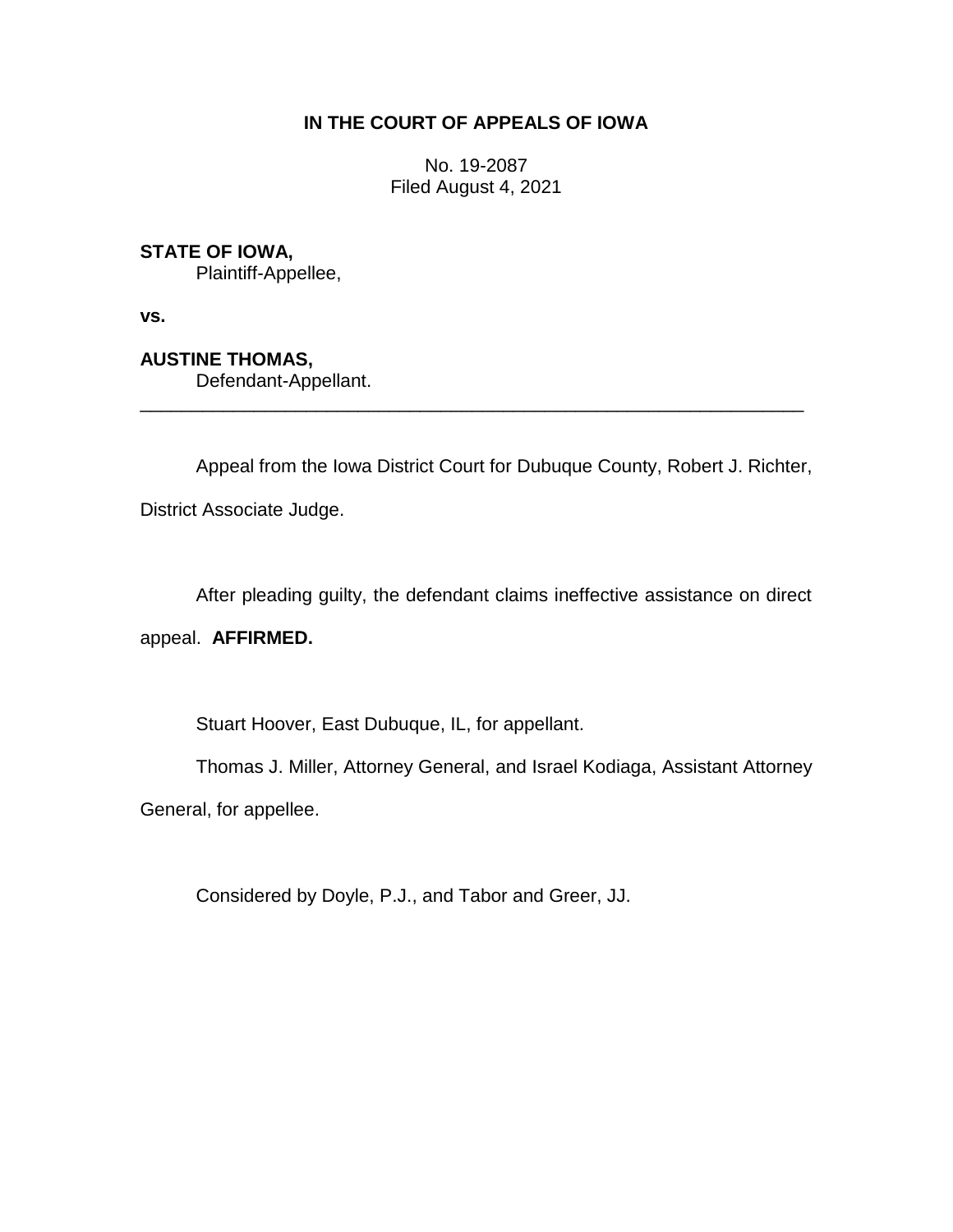**IN THE COURT OF APPEALS OF IOWA**

No. 19-2087
Filed August 4, 2021

**STATE OF IOWA,**
Plaintiff-Appellee,

**vs.**

**AUSTINE THOMAS,**
Defendant-Appellant.

---

Appeal from the Iowa District Court for Dubuque County, Robert J. Richter, District Associate Judge.

After pleading guilty, the defendant claims ineffective assistance on direct appeal. **AFFIRMED.**

Stuart Hoover, East Dubuque, IL, for appellant.

Thomas J. Miller, Attorney General, and Israel Kodiaga, Assistant Attorney General, for appellee.

Considered by Doyle, P.J., and Tabor and Greer, JJ.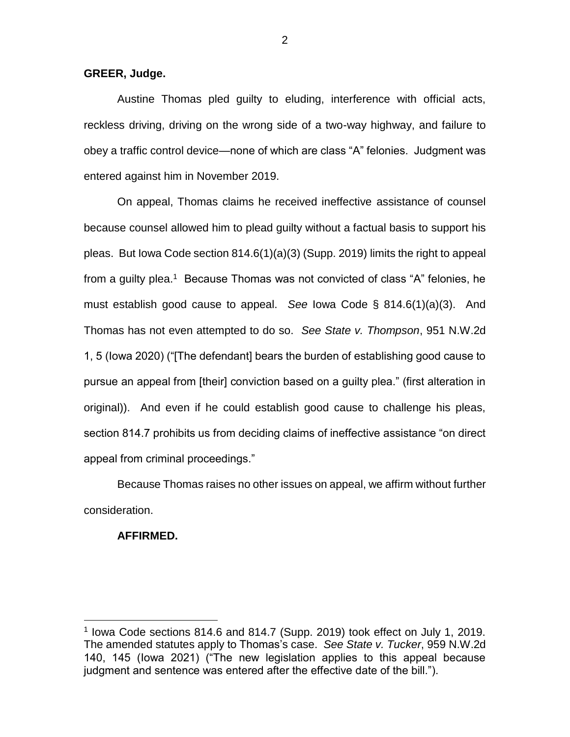**GREER, Judge.**

Austine Thomas pled guilty to eluding, interference with official acts, reckless driving, driving on the wrong side of a two-way highway, and failure to obey a traffic control device—none of which are class "A" felonies. Judgment was entered against him in November 2019.

On appeal, Thomas claims he received ineffective assistance of counsel because counsel allowed him to plead guilty without a factual basis to support his pleas. But Iowa Code section 814.6(1)(a)(3) (Supp. 2019) limits the right to appeal from a guilty plea.[1] Because Thomas was not convicted of class "A" felonies, he must establish good cause to appeal. *See* Iowa Code § 814.6(1)(a)(3). And Thomas has not even attempted to do so. *See State v. Thompson*, 951 N.W.2d 1, 5 (Iowa 2020) ("[The defendant] bears the burden of establishing good cause to pursue an appeal from [their] conviction based on a guilty plea." (first alteration in original)). And even if he could establish good cause to challenge his pleas, section 814.7 prohibits us from deciding claims of ineffective assistance "on direct appeal from criminal proceedings."

Because Thomas raises no other issues on appeal, we affirm without further consideration.

**AFFIRMED.**

[1] Iowa Code sections 814.6 and 814.7 (Supp. 2019) took effect on July 1, 2019. The amended statutes apply to Thomas's case. *See State v. Tucker*, 959 N.W.2d 140, 145 (Iowa 2021) ("The new legislation applies to this appeal because judgment and sentence was entered after the effective date of the bill.").